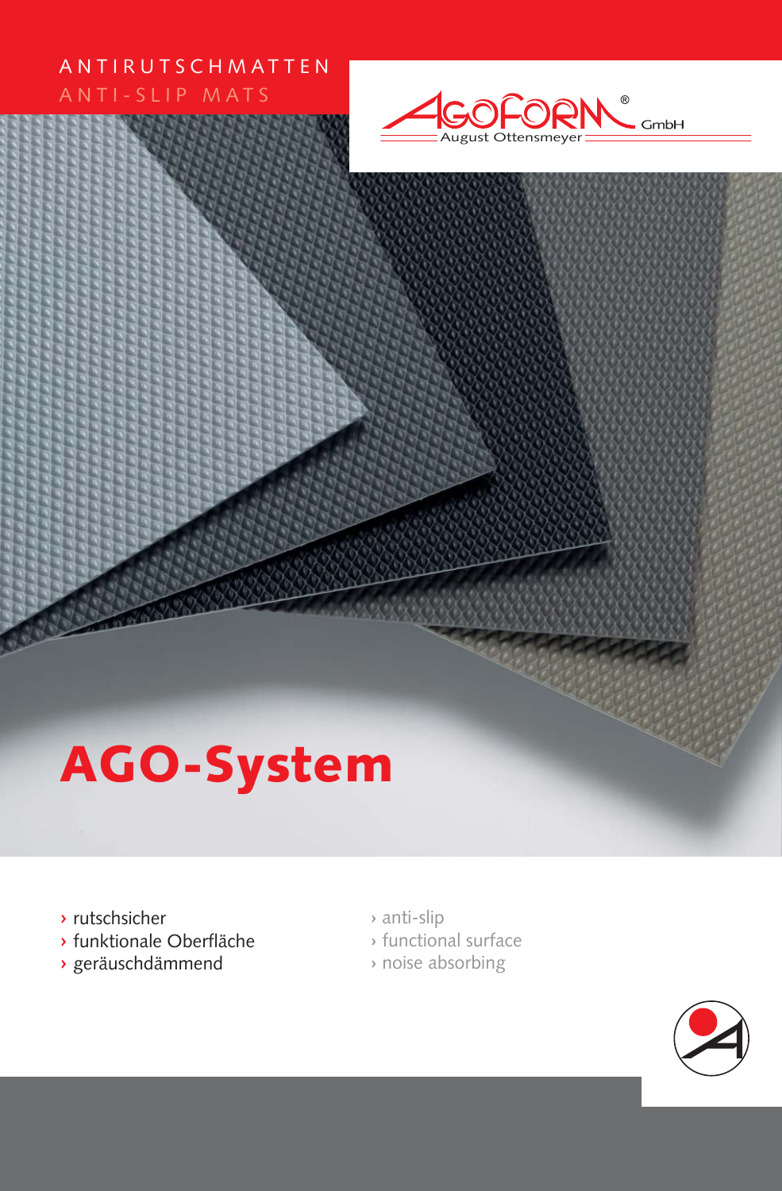ANTIRUTSCHMATTEN
ANTI-SLIP MATS

AGOFORM® GmbH
August Ottensmeyer

# AGO-System

- › rutschsicher
- › funktionale Oberfläche
- › geräuschdämmend

- › anti-slip
- › functional surface
- › noise absorbing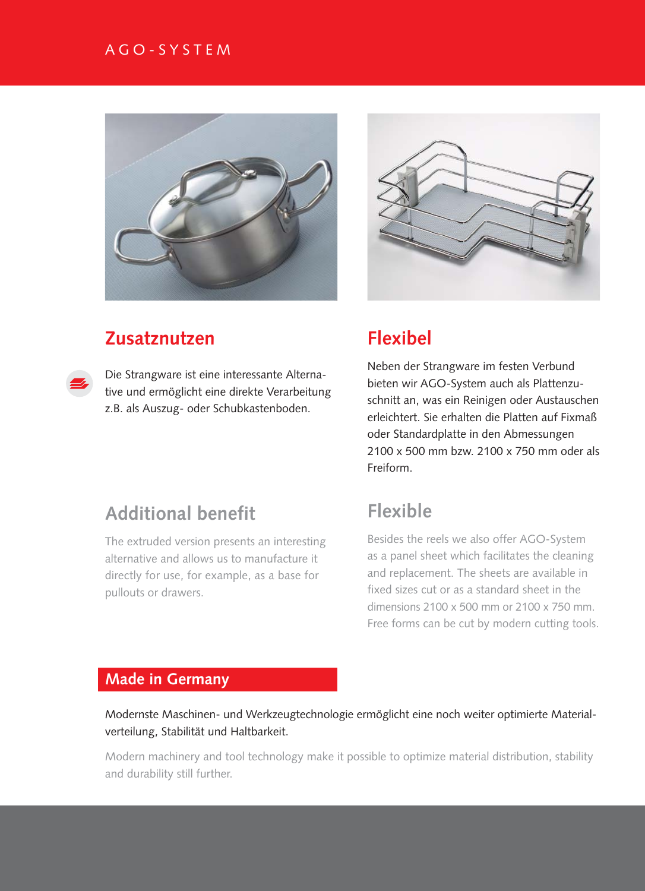AGO-SYSTEM

## Zusatznutzen

Die Strangware ist eine interessante Alternative und ermöglicht eine direkte Verarbeitung z.B. als Auszug- oder Schubkastenboden.

## Additional benefit

The extruded version presents an interesting alternative and allows us to manufacture it directly for use, for example, as a base for pullouts or drawers.

## Flexibel

Neben der Strangware im festen Verbund bieten wir AGO-System auch als Plattenzuschnitt an, was ein Reinigen oder Austauschen erleichtert. Sie erhalten die Platten auf Fixmaß oder Standardplatte in den Abmessungen 2100 x 500 mm bzw. 2100 x 750 mm oder als Freiform.

## Flexible

Besides the reels we also offer AGO-System as a panel sheet which facilitates the cleaning and replacement. The sheets are available in fixed sizes cut or as a standard sheet in the dimensions 2100 x 500 mm or 2100 x 750 mm. Free forms can be cut by modern cutting tools.

## Made in Germany

Modernste Maschinen- und Werkzeugtechnologie ermöglicht eine noch weiter optimierte Materialverteilung, Stabilität und Haltbarkeit.

Modern machinery and tool technology make it possible to optimize material distribution, stability and durability still further.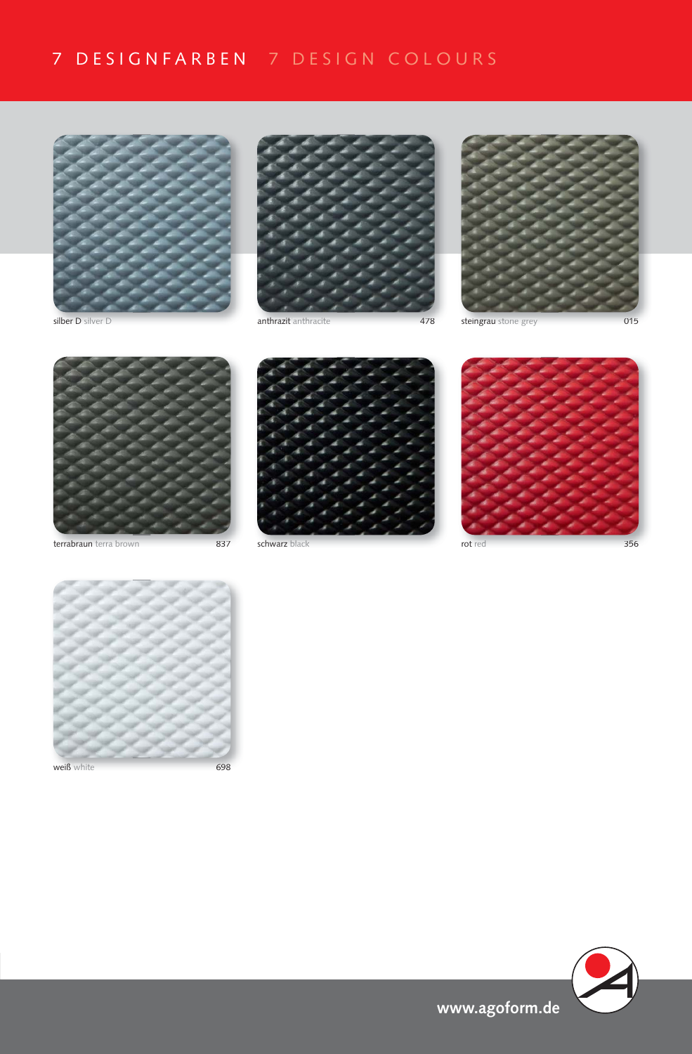# 7 DESIGNFARBEN 7 DESIGN COLOURS

silber D silver D

anthrazit anthracite 478

steingrau stone grey 015

terrabraun terra brown 837

schwarz black

rot red 356

weiß white 698

www.agoform.de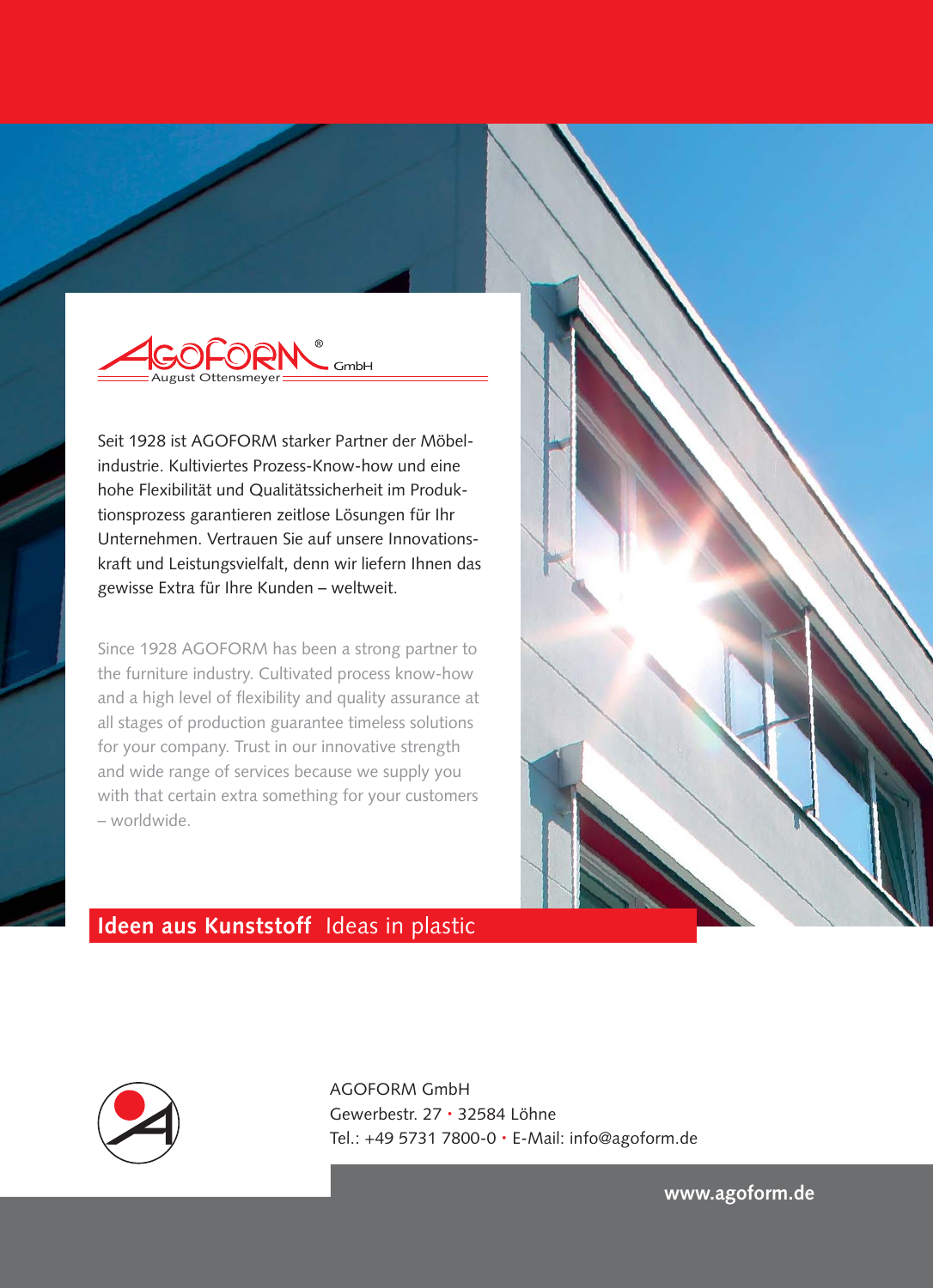AGOFORM® GmbH
August Ottensmeyer

Seit 1928 ist AGOFORM starker Partner der Möbelindustrie. Kultiviertes Prozess-Know-how und eine hohe Flexibilität und Qualitätssicherheit im Produktionsprozess garantieren zeitlose Lösungen für Ihr Unternehmen. Vertrauen Sie auf unsere Innovationskraft und Leistungsvielfalt, denn wir liefern Ihnen das gewisse Extra für Ihre Kunden – weltweit.

Since 1928 AGOFORM has been a strong partner to the furniture industry. Cultivated process know-how and a high level of flexibility and quality assurance at all stages of production guarantee timeless solutions for your company. Trust in our innovative strength and wide range of services because we supply you with that certain extra something for your customers – worldwide.

**Ideen aus Kunststoff** Ideas in plastic

AGOFORM GmbH
Gewerbestr. 27 • 32584 Löhne
Tel.: +49 5731 7800-0 • E-Mail: info@agoform.de

**www.agoform.de**